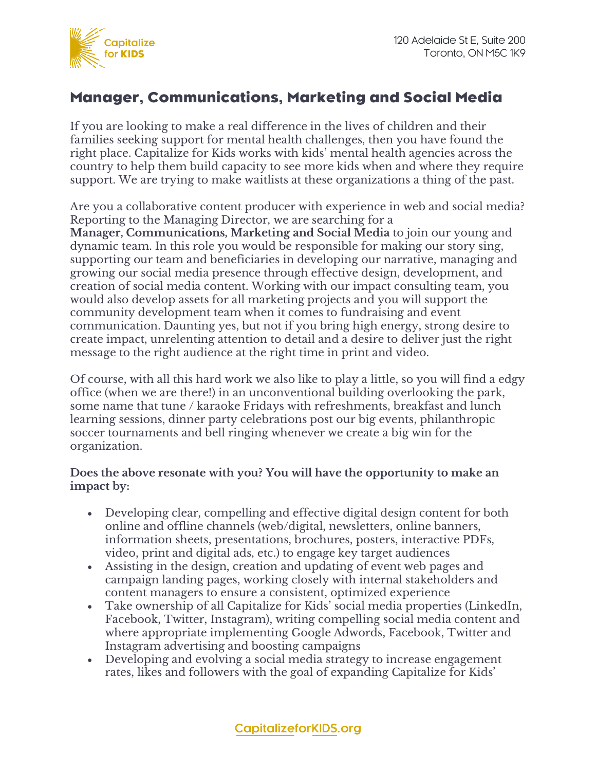120 Adelaide St E, Suite 200
Toronto, ON M5C 1K9

# Manager, Communications, Marketing and Social Media

If you are looking to make a real difference in the lives of children and their families seeking support for mental health challenges, then you have found the right place. Capitalize for Kids works with kids' mental health agencies across the country to help them build capacity to see more kids when and where they require support. We are trying to make waitlists at these organizations a thing of the past.

Are you a collaborative content producer with experience in web and social media? Reporting to the Managing Director, we are searching for a **Manager, Communications, Marketing and Social Media** to join our young and dynamic team. In this role you would be responsible for making our story sing, supporting our team and beneficiaries in developing our narrative, managing and growing our social media presence through effective design, development, and creation of social media content. Working with our impact consulting team, you would also develop assets for all marketing projects and you will support the community development team when it comes to fundraising and event communication. Daunting yes, but not if you bring high energy, strong desire to create impact, unrelenting attention to detail and a desire to deliver just the right message to the right audience at the right time in print and video.

Of course, with all this hard work we also like to play a little, so you will find a edgy office (when we are there!) in an unconventional building overlooking the park, some name that tune / karaoke Fridays with refreshments, breakfast and lunch learning sessions, dinner party celebrations post our big events, philanthropic soccer tournaments and bell ringing whenever we create a big win for the organization.

**Does the above resonate with you? You will have the opportunity to make an impact by:**

- Developing clear, compelling and effective digital design content for both online and offline channels (web/digital, newsletters, online banners, information sheets, presentations, brochures, posters, interactive PDFs, video, print and digital ads, etc.) to engage key target audiences
- Assisting in the design, creation and updating of event web pages and campaign landing pages, working closely with internal stakeholders and content managers to ensure a consistent, optimized experience
- Take ownership of all Capitalize for Kids' social media properties (LinkedIn, Facebook, Twitter, Instagram), writing compelling social media content and where appropriate implementing Google Adwords, Facebook, Twitter and Instagram advertising and boosting campaigns
- Developing and evolving a social media strategy to increase engagement rates, likes and followers with the goal of expanding Capitalize for Kids'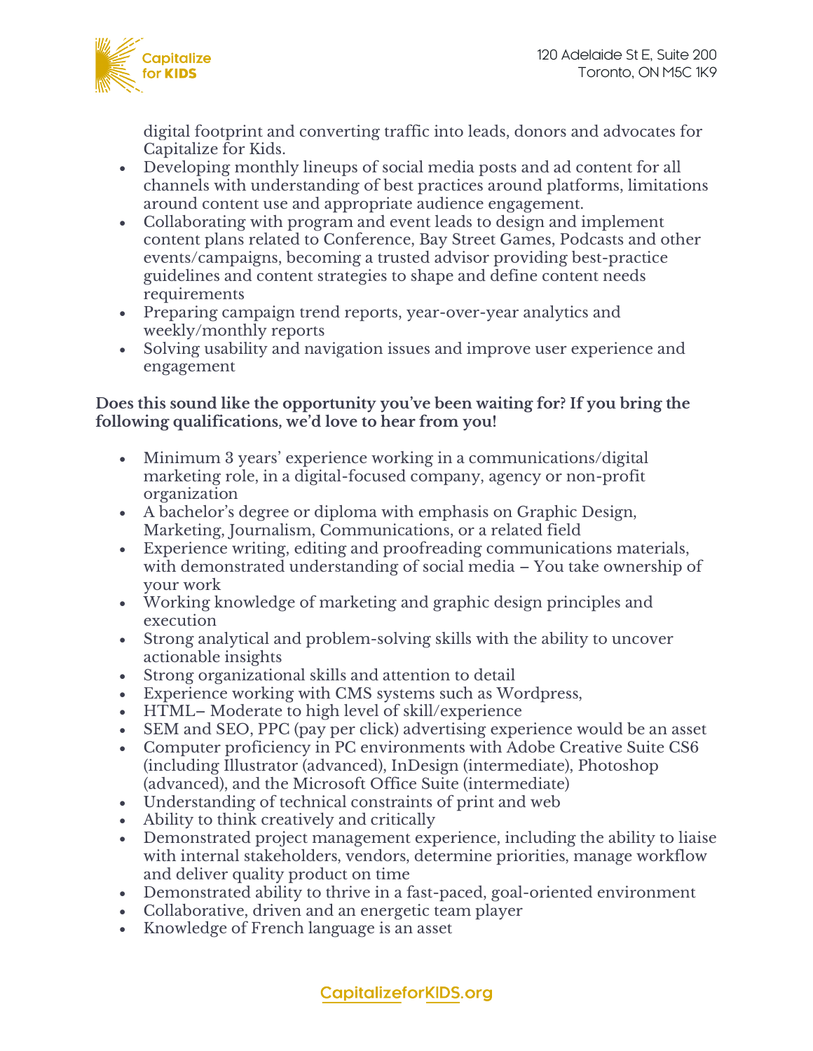digital footprint and converting traffic into leads, donors and advocates for Capitalize for Kids.

- Developing monthly lineups of social media posts and ad content for all channels with understanding of best practices around platforms, limitations around content use and appropriate audience engagement.
- Collaborating with program and event leads to design and implement content plans related to Conference, Bay Street Games, Podcasts and other events/campaigns, becoming a trusted advisor providing best-practice guidelines and content strategies to shape and define content needs requirements
- Preparing campaign trend reports, year-over-year analytics and weekly/monthly reports
- Solving usability and navigation issues and improve user experience and engagement

**Does this sound like the opportunity you've been waiting for? If you bring the following qualifications, we'd love to hear from you!**

- Minimum 3 years' experience working in a communications/digital marketing role, in a digital-focused company, agency or non-profit organization
- A bachelor's degree or diploma with emphasis on Graphic Design, Marketing, Journalism, Communications, or a related field
- Experience writing, editing and proofreading communications materials, with demonstrated understanding of social media – You take ownership of your work
- Working knowledge of marketing and graphic design principles and execution
- Strong analytical and problem-solving skills with the ability to uncover actionable insights
- Strong organizational skills and attention to detail
- Experience working with CMS systems such as Wordpress,
- HTML– Moderate to high level of skill/experience
- SEM and SEO, PPC (pay per click) advertising experience would be an asset
- Computer proficiency in PC environments with Adobe Creative Suite CS6 (including Illustrator (advanced), InDesign (intermediate), Photoshop (advanced), and the Microsoft Office Suite (intermediate)
- Understanding of technical constraints of print and web
- Ability to think creatively and critically
- Demonstrated project management experience, including the ability to liaise with internal stakeholders, vendors, determine priorities, manage workflow and deliver quality product on time
- Demonstrated ability to thrive in a fast-paced, goal-oriented environment
- Collaborative, driven and an energetic team player
- Knowledge of French language is an asset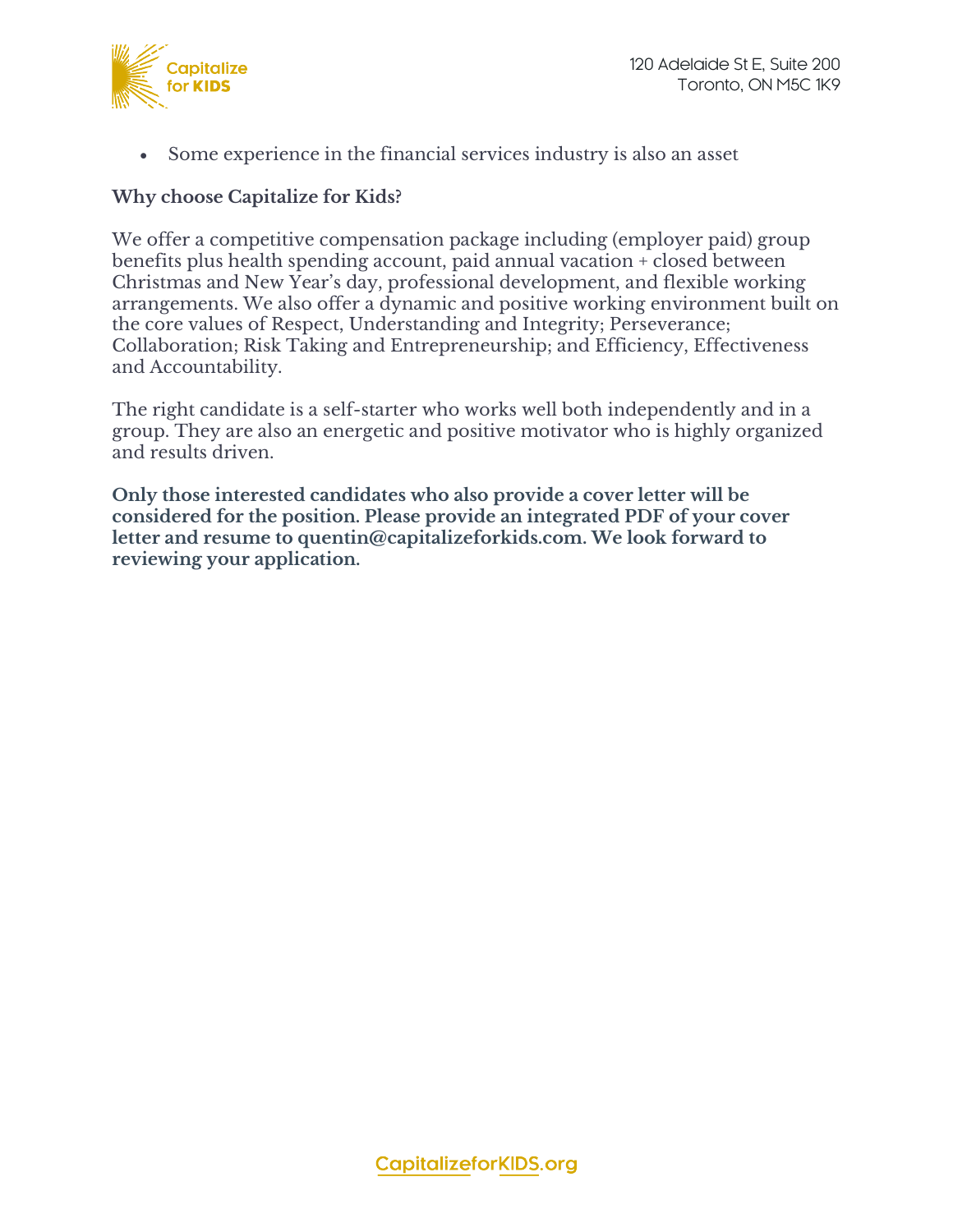- Some experience in the financial services industry is also an asset

**Why choose Capitalize for Kids?**

We offer a competitive compensation package including (employer paid) group benefits plus health spending account, paid annual vacation + closed between Christmas and New Year's day, professional development, and flexible working arrangements. We also offer a dynamic and positive working environment built on the core values of Respect, Understanding and Integrity; Perseverance; Collaboration; Risk Taking and Entrepreneurship; and Efficiency, Effectiveness and Accountability.

The right candidate is a self-starter who works well both independently and in a group. They are also an energetic and positive motivator who is highly organized and results driven.

**Only those interested candidates who also provide a cover letter will be considered for the position. Please provide an integrated PDF of your cover letter and resume to quentin@capitalizeforkids.com. We look forward to reviewing your application.**